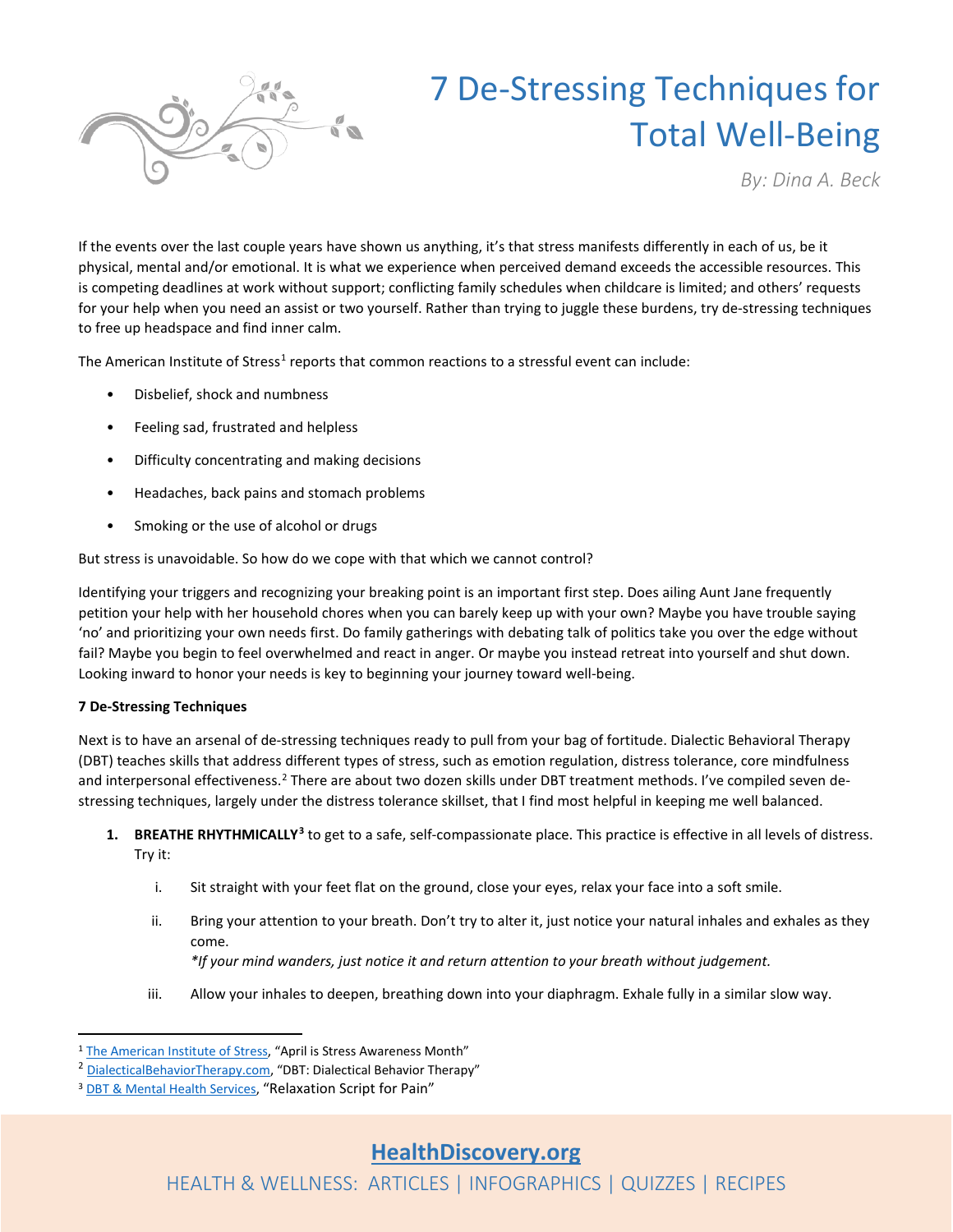# 7 De-Stressing Techniques for Total Well-Being

*By: Dina A. Beck*

If the events over the last couple years have shown us anything, it's that stress manifests differently in each of us, be it physical, mental and/or emotional. It is what we experience when perceived demand exceeds the accessible resources. This is competing deadlines at work without support; conflicting family schedules when childcare is limited; and others' requests for your help when you need an assist or two yourself. Rather than trying to juggle these burdens, try de-stressing techniques to free up headspace and find inner calm.

The American Institute of Stress[1] reports that common reactions to a stressful event can include:

- Disbelief, shock and numbness
- Feeling sad, frustrated and helpless
- Difficulty concentrating and making decisions
- Headaches, back pains and stomach problems
- Smoking or the use of alcohol or drugs

But stress is unavoidable. So how do we cope with that which we cannot control?

Identifying your triggers and recognizing your breaking point is an important first step. Does ailing Aunt Jane frequently petition your help with her household chores when you can barely keep up with your own? Maybe you have trouble saying 'no' and prioritizing your own needs first. Do family gatherings with debating talk of politics take you over the edge without fail? Maybe you begin to feel overwhelmed and react in anger. Or maybe you instead retreat into yourself and shut down. Looking inward to honor your needs is key to beginning your journey toward well-being.

**7 De-Stressing Techniques**

Next is to have an arsenal of de-stressing techniques ready to pull from your bag of fortitude. Dialectic Behavioral Therapy (DBT) teaches skills that address different types of stress, such as emotion regulation, distress tolerance, core mindfulness and interpersonal effectiveness.[2] There are about two dozen skills under DBT treatment methods. I've compiled seven de-stressing techniques, largely under the distress tolerance skillset, that I find most helpful in keeping me well balanced.

1. **BREATHE RHYTHMICALLY**[3] to get to a safe, self-compassionate place. This practice is effective in all levels of distress. Try it:

    i. Sit straight with your feet flat on the ground, close your eyes, relax your face into a soft smile.

    ii. Bring your attention to your breath. Don't try to alter it, just notice your natural inhales and exhales as they come.
    *\*If your mind wanders, just notice it and return attention to your breath without judgement.*

    iii. Allow your inhales to deepen, breathing down into your diaphragm. Exhale fully in a similar slow way.

---

[1] The American Institute of Stress, "April is Stress Awareness Month"

[2] DialecticalBehaviorTherapy.com, "DBT: Dialectical Behavior Therapy"

[3] DBT & Mental Health Services, "Relaxation Script for Pain"

**HealthDiscovery.org**

HEALTH & WELLNESS: ARTICLES | INFOGRAPHICS | QUIZZES | RECIPES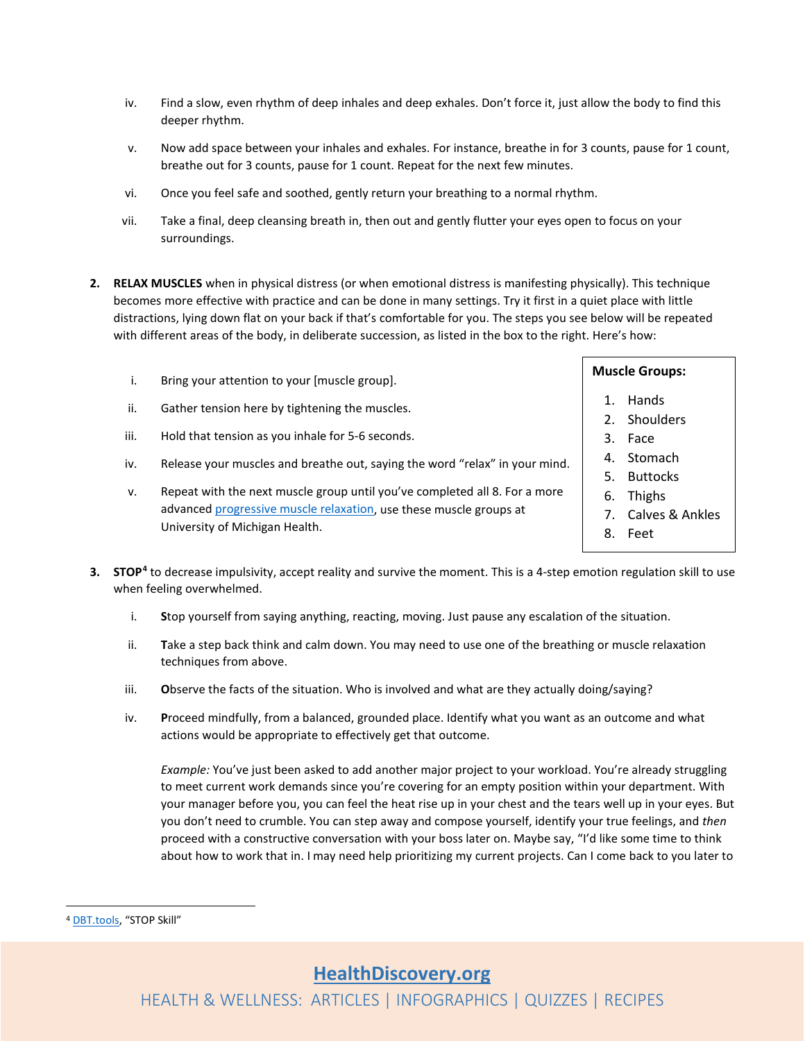iv. Find a slow, even rhythm of deep inhales and deep exhales. Don't force it, just allow the body to find this deeper rhythm.

v. Now add space between your inhales and exhales. For instance, breathe in for 3 counts, pause for 1 count, breathe out for 3 counts, pause for 1 count. Repeat for the next few minutes.

vi. Once you feel safe and soothed, gently return your breathing to a normal rhythm.

vii. Take a final, deep cleansing breath in, then out and gently flutter your eyes open to focus on your surroundings.

2. **RELAX MUSCLES** when in physical distress (or when emotional distress is manifesting physically). This technique becomes more effective with practice and can be done in many settings. Try it first in a quiet place with little distractions, lying down flat on your back if that's comfortable for you. The steps you see below will be repeated with different areas of the body, in deliberate succession, as listed in the box to the right. Here's how:

   i. Bring your attention to your [muscle group].

   ii. Gather tension here by tightening the muscles.

   iii. Hold that tension as you inhale for 5-6 seconds.

   iv. Release your muscles and breathe out, saying the word "relax" in your mind.

   v. Repeat with the next muscle group until you've completed all 8. For a more advanced [progressive muscle relaxation](), use these muscle groups at University of Michigan Health.

   **Muscle Groups:**

   1. Hands
   2. Shoulders
   3. Face
   4. Stomach
   5. Buttocks
   6. Thighs
   7. Calves & Ankles
   8. Feet

3. **STOP**[4] to decrease impulsivity, accept reality and survive the moment. This is a 4-step emotion regulation skill to use when feeling overwhelmed.

   i. **S**top yourself from saying anything, reacting, moving. Just pause any escalation of the situation.

   ii. **T**ake a step back think and calm down. You may need to use one of the breathing or muscle relaxation techniques from above.

   iii. **O**bserve the facts of the situation. Who is involved and what are they actually doing/saying?

   iv. **P**roceed mindfully, from a balanced, grounded place. Identify what you want as an outcome and what actions would be appropriate to effectively get that outcome.

   *Example:* You've just been asked to add another major project to your workload. You're already struggling to meet current work demands since you're covering for an empty position within your department. With your manager before you, you can feel the heat rise up in your chest and the tears well up in your eyes. But you don't need to crumble. You can step away and compose yourself, identify your true feelings, and *then* proceed with a constructive conversation with your boss later on. Maybe say, "I'd like some time to think about how to work that in. I may need help prioritizing my current projects. Can I come back to you later to

---

[4] [DBT.tools](), "STOP Skill"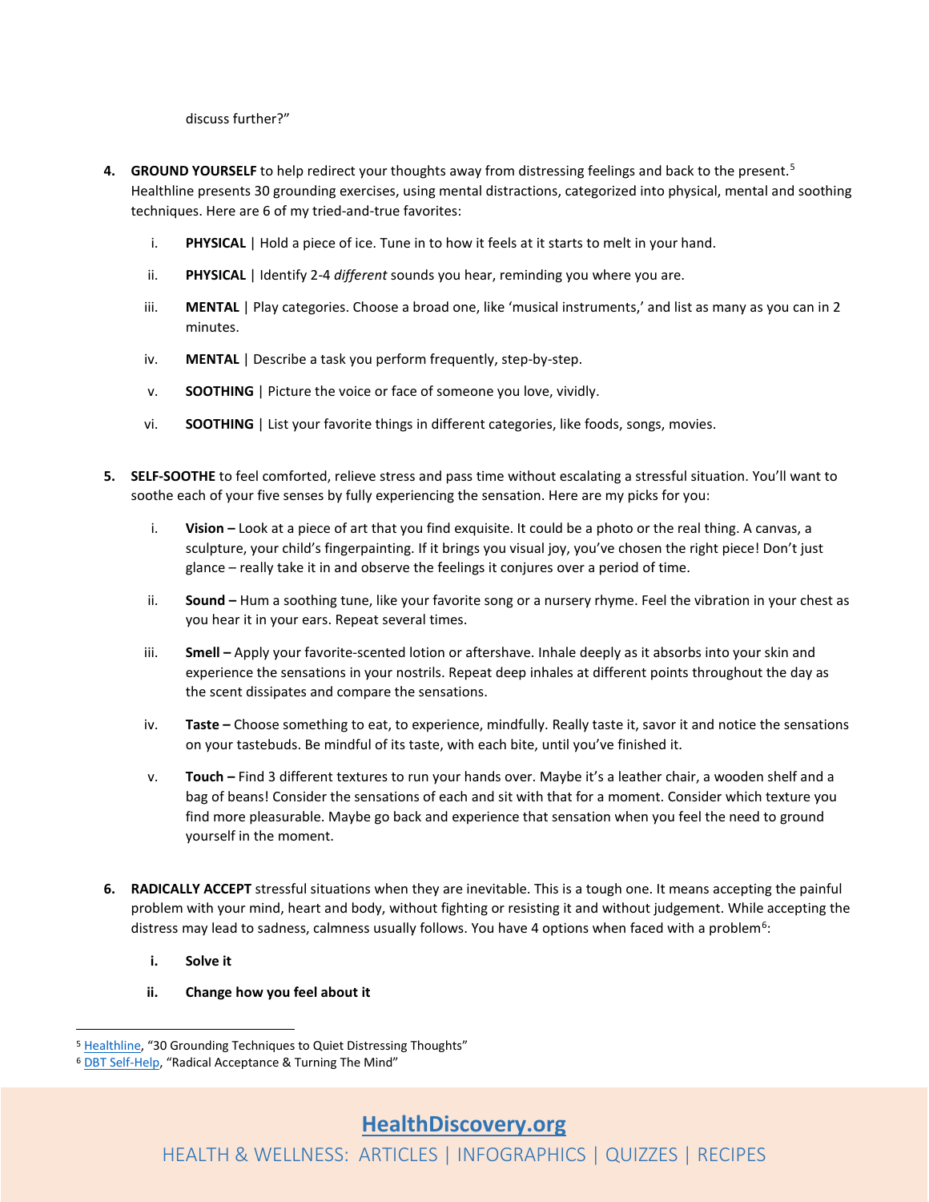discuss further?"

4. **GROUND YOURSELF** to help redirect your thoughts away from distressing feelings and back to the present.[5] Healthline presents 30 grounding exercises, using mental distractions, categorized into physical, mental and soothing techniques. Here are 6 of my tried-and-true favorites:

   i. **PHYSICAL** | Hold a piece of ice. Tune in to how it feels at it starts to melt in your hand.

   ii. **PHYSICAL** | Identify 2-4 *different* sounds you hear, reminding you where you are.

   iii. **MENTAL** | Play categories. Choose a broad one, like 'musical instruments,' and list as many as you can in 2 minutes.

   iv. **MENTAL** | Describe a task you perform frequently, step-by-step.

   v. **SOOTHING** | Picture the voice or face of someone you love, vividly.

   vi. **SOOTHING** | List your favorite things in different categories, like foods, songs, movies.

5. **SELF-SOOTHE** to feel comforted, relieve stress and pass time without escalating a stressful situation. You'll want to soothe each of your five senses by fully experiencing the sensation. Here are my picks for you:

   i. **Vision –** Look at a piece of art that you find exquisite. It could be a photo or the real thing. A canvas, a sculpture, your child's fingerpainting. If it brings you visual joy, you've chosen the right piece! Don't just glance – really take it in and observe the feelings it conjures over a period of time.

   ii. **Sound –** Hum a soothing tune, like your favorite song or a nursery rhyme. Feel the vibration in your chest as you hear it in your ears. Repeat several times.

   iii. **Smell –** Apply your favorite-scented lotion or aftershave. Inhale deeply as it absorbs into your skin and experience the sensations in your nostrils. Repeat deep inhales at different points throughout the day as the scent dissipates and compare the sensations.

   iv. **Taste –** Choose something to eat, to experience, mindfully. Really taste it, savor it and notice the sensations on your tastebuds. Be mindful of its taste, with each bite, until you've finished it.

   v. **Touch –** Find 3 different textures to run your hands over. Maybe it's a leather chair, a wooden shelf and a bag of beans! Consider the sensations of each and sit with that for a moment. Consider which texture you find more pleasurable. Maybe go back and experience that sensation when you feel the need to ground yourself in the moment.

6. **RADICALLY ACCEPT** stressful situations when they are inevitable. This is a tough one. It means accepting the painful problem with your mind, heart and body, without fighting or resisting it and without judgement. While accepting the distress may lead to sadness, calmness usually follows. You have 4 options when faced with a problem[6]:

   **i. Solve it**

   **ii. Change how you feel about it**

---

[5] Healthline, "30 Grounding Techniques to Quiet Distressing Thoughts"

[6] DBT Self-Help, "Radical Acceptance & Turning The Mind"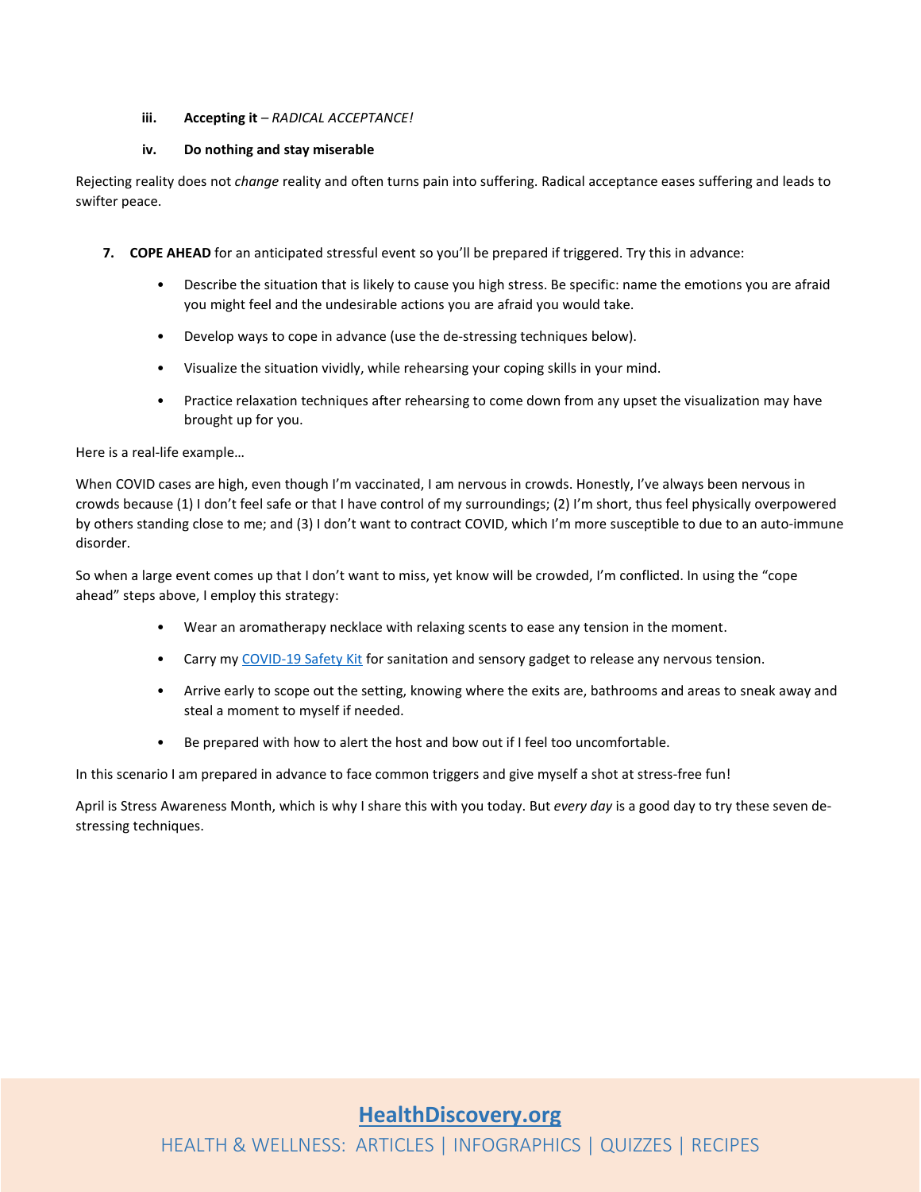iii. **Accepting it** – *RADICAL ACCEPTANCE!*

iv. **Do nothing and stay miserable**

Rejecting reality does not *change* reality and often turns pain into suffering. Radical acceptance eases suffering and leads to swifter peace.

7. **COPE AHEAD** for an anticipated stressful event so you'll be prepared if triggered. Try this in advance:

- Describe the situation that is likely to cause you high stress. Be specific: name the emotions you are afraid you might feel and the undesirable actions you are afraid you would take.
- Develop ways to cope in advance (use the de-stressing techniques below).
- Visualize the situation vividly, while rehearsing your coping skills in your mind.
- Practice relaxation techniques after rehearsing to come down from any upset the visualization may have brought up for you.

Here is a real-life example…

When COVID cases are high, even though I'm vaccinated, I am nervous in crowds. Honestly, I've always been nervous in crowds because (1) I don't feel safe or that I have control of my surroundings; (2) I'm short, thus feel physically overpowered by others standing close to me; and (3) I don't want to contract COVID, which I'm more susceptible to due to an auto-immune disorder.

So when a large event comes up that I don't want to miss, yet know will be crowded, I'm conflicted. In using the "cope ahead" steps above, I employ this strategy:

- Wear an aromatherapy necklace with relaxing scents to ease any tension in the moment.
- Carry my COVID-19 Safety Kit for sanitation and sensory gadget to release any nervous tension.
- Arrive early to scope out the setting, knowing where the exits are, bathrooms and areas to sneak away and steal a moment to myself if needed.
- Be prepared with how to alert the host and bow out if I feel too uncomfortable.

In this scenario I am prepared in advance to face common triggers and give myself a shot at stress-free fun!

April is Stress Awareness Month, which is why I share this with you today. But *every day* is a good day to try these seven de-stressing techniques.